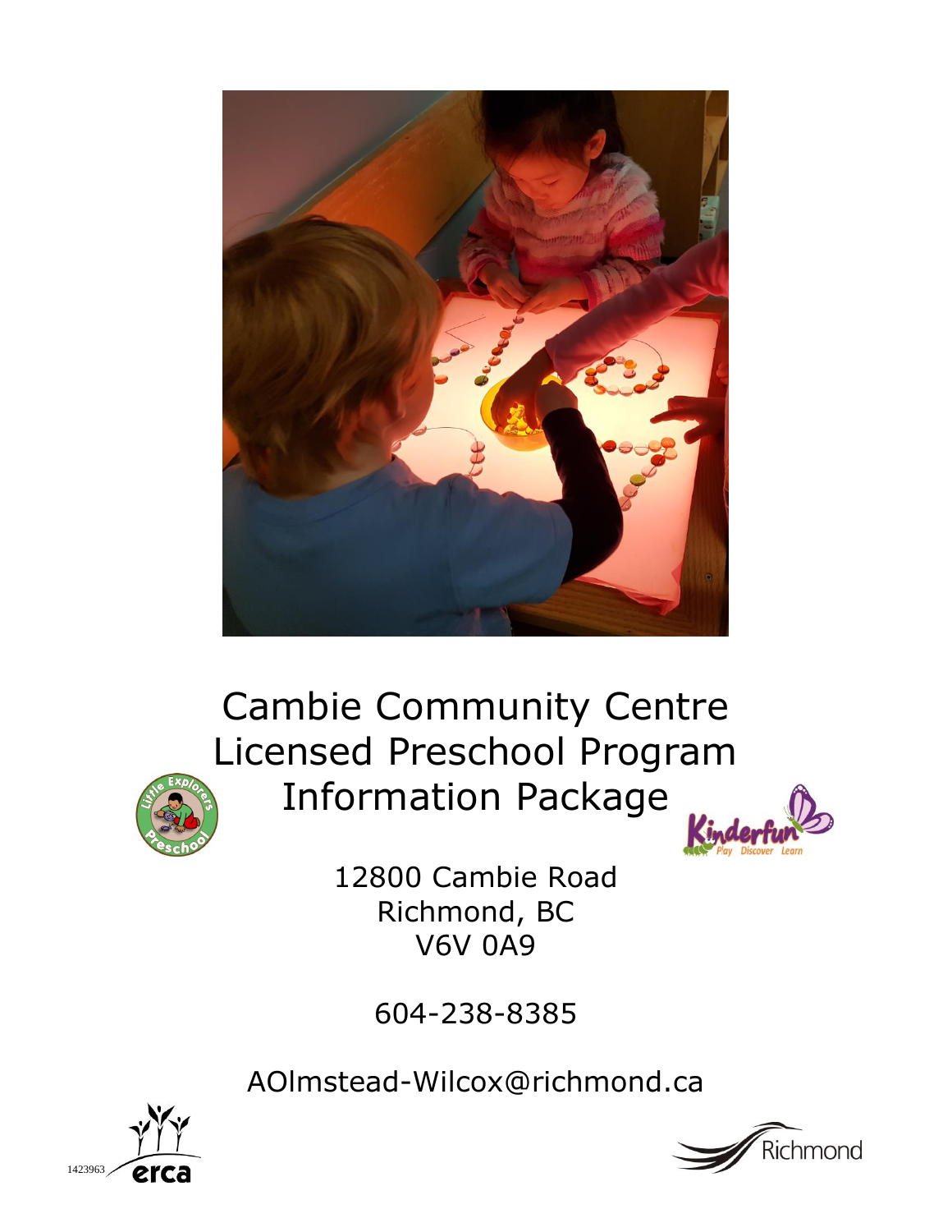# Cambie Community Centre Licensed Preschool Program Information Package

12800 Cambie Road
Richmond, BC
V6V 0A9

604-238-8385

AOlmstead-Wilcox@richmond.ca

1423963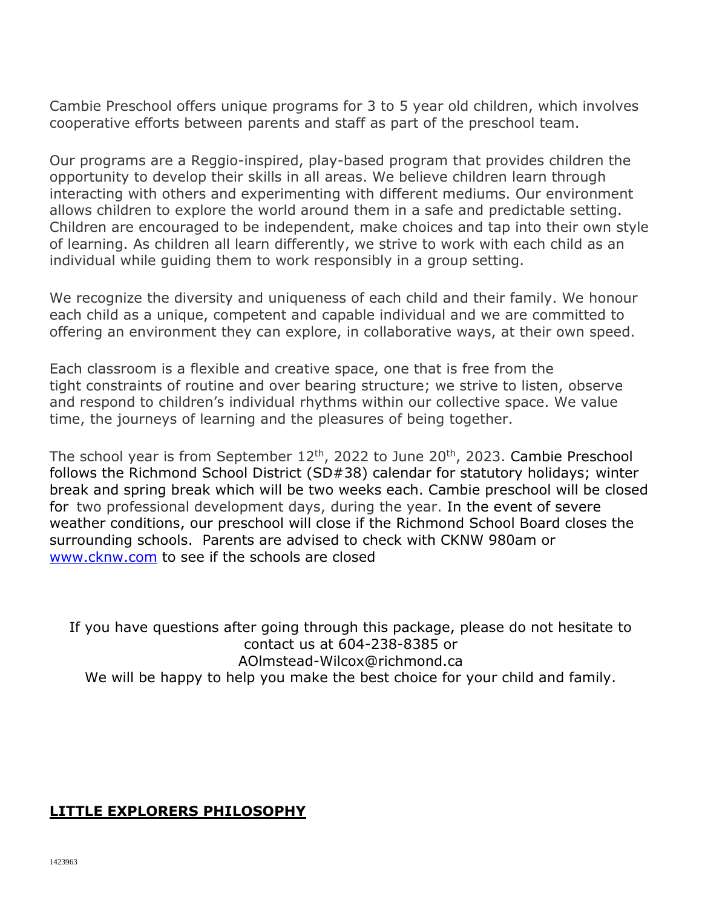Cambie Preschool offers unique programs for 3 to 5 year old children, which involves cooperative efforts between parents and staff as part of the preschool team.

Our programs are a Reggio-inspired, play-based program that provides children the opportunity to develop their skills in all areas. We believe children learn through interacting with others and experimenting with different mediums. Our environment allows children to explore the world around them in a safe and predictable setting. Children are encouraged to be independent, make choices and tap into their own style of learning. As children all learn differently, we strive to work with each child as an individual while guiding them to work responsibly in a group setting.

We recognize the diversity and uniqueness of each child and their family. We honour each child as a unique, competent and capable individual and we are committed to offering an environment they can explore, in collaborative ways, at their own speed.

Each classroom is a flexible and creative space, one that is free from the tight constraints of routine and over bearing structure; we strive to listen, observe and respond to children's individual rhythms within our collective space. We value time, the journeys of learning and the pleasures of being together.

The school year is from September 12th, 2022 to June 20th, 2023. Cambie Preschool follows the Richmond School District (SD#38) calendar for statutory holidays; winter break and spring break which will be two weeks each. Cambie preschool will be closed for two professional development days, during the year. In the event of severe weather conditions, our preschool will close if the Richmond School Board closes the surrounding schools. Parents are advised to check with CKNW 980am or [www.cknw.com](http://www.cknw.com) to see if the schools are closed

If you have questions after going through this package, please do not hesitate to contact us at 604-238-8385 or AOlmstead-Wilcox@richmond.ca
We will be happy to help you make the best choice for your child and family.

## LITTLE EXPLORERS PHILOSOPHY

1423963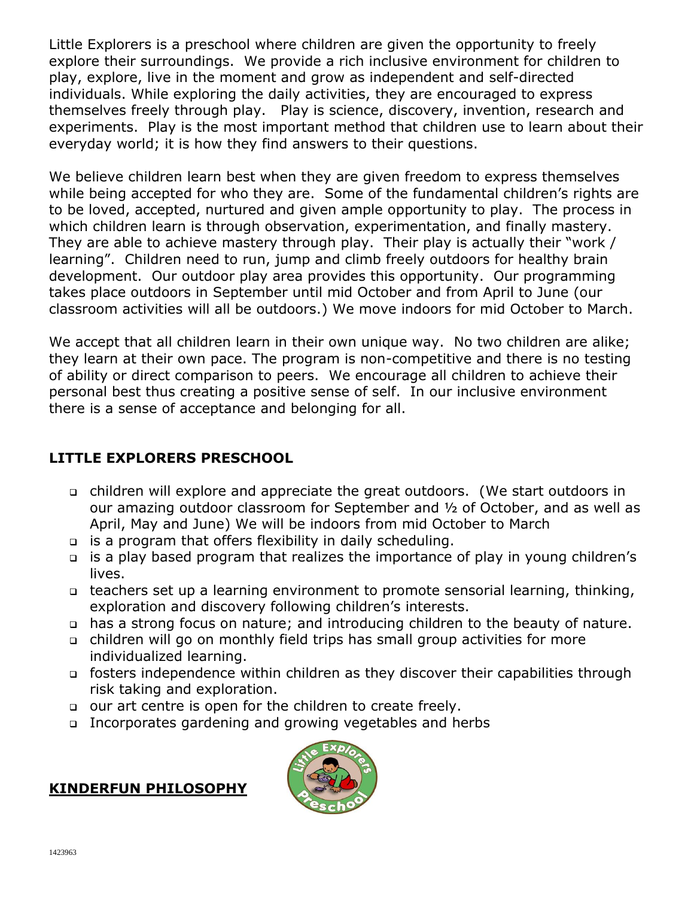Little Explorers is a preschool where children are given the opportunity to freely explore their surroundings. We provide a rich inclusive environment for children to play, explore, live in the moment and grow as independent and self-directed individuals. While exploring the daily activities, they are encouraged to express themselves freely through play. Play is science, discovery, invention, research and experiments. Play is the most important method that children use to learn about their everyday world; it is how they find answers to their questions.

We believe children learn best when they are given freedom to express themselves while being accepted for who they are. Some of the fundamental children's rights are to be loved, accepted, nurtured and given ample opportunity to play. The process in which children learn is through observation, experimentation, and finally mastery. They are able to achieve mastery through play. Their play is actually their "work / learning". Children need to run, jump and climb freely outdoors for healthy brain development. Our outdoor play area provides this opportunity. Our programming takes place outdoors in September until mid October and from April to June (our classroom activities will all be outdoors.) We move indoors for mid October to March.

We accept that all children learn in their own unique way. No two children are alike; they learn at their own pace. The program is non-competitive and there is no testing of ability or direct comparison to peers. We encourage all children to achieve their personal best thus creating a positive sense of self. In our inclusive environment there is a sense of acceptance and belonging for all.

## LITTLE EXPLORERS PRESCHOOL

- children will explore and appreciate the great outdoors. (We start outdoors in our amazing outdoor classroom for September and ½ of October, and as well as April, May and June) We will be indoors from mid October to March
- is a program that offers flexibility in daily scheduling.
- is a play based program that realizes the importance of play in young children's lives.
- teachers set up a learning environment to promote sensorial learning, thinking, exploration and discovery following children's interests.
- has a strong focus on nature; and introducing children to the beauty of nature.
- children will go on monthly field trips has small group activities for more individualized learning.
- fosters independence within children as they discover their capabilities through risk taking and exploration.
- our art centre is open for the children to create freely.
- Incorporates gardening and growing vegetables and herbs

## KINDERFUN PHILOSOPHY

1423963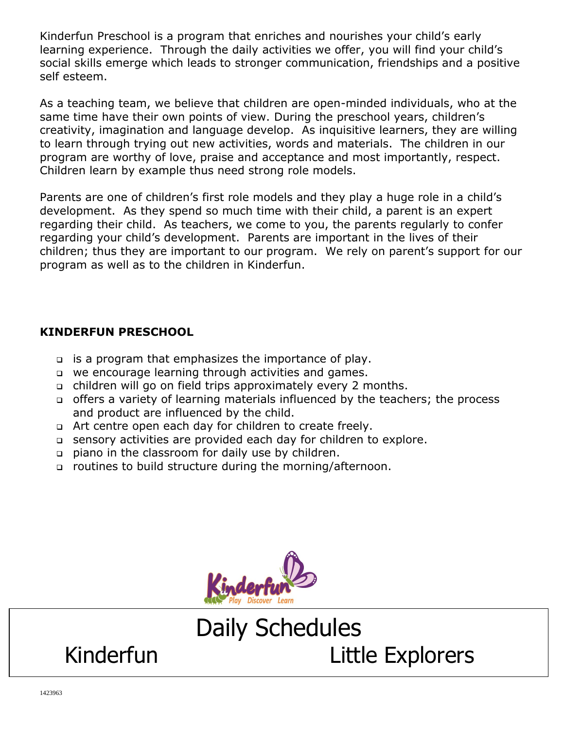Kinderfun Preschool is a program that enriches and nourishes your child's early learning experience. Through the daily activities we offer, you will find your child's social skills emerge which leads to stronger communication, friendships and a positive self esteem.

As a teaching team, we believe that children are open-minded individuals, who at the same time have their own points of view. During the preschool years, children's creativity, imagination and language develop. As inquisitive learners, they are willing to learn through trying out new activities, words and materials. The children in our program are worthy of love, praise and acceptance and most importantly, respect. Children learn by example thus need strong role models.

Parents are one of children's first role models and they play a huge role in a child's development. As they spend so much time with their child, a parent is an expert regarding their child. As teachers, we come to you, the parents regularly to confer regarding your child's development. Parents are important in the lives of their children; thus they are important to our program. We rely on parent's support for our program as well as to the children in Kinderfun.

**KINDERFUN PRESCHOOL**

- is a program that emphasizes the importance of play.
- we encourage learning through activities and games.
- children will go on field trips approximately every 2 months.
- offers a variety of learning materials influenced by the teachers; the process and product are influenced by the child.
- Art centre open each day for children to create freely.
- sensory activities are provided each day for children to explore.
- piano in the classroom for daily use by children.
- routines to build structure during the morning/afternoon.

Kinderfun
Play Discover Learn

# Daily Schedules

Kinderfun Little Explorers

1423963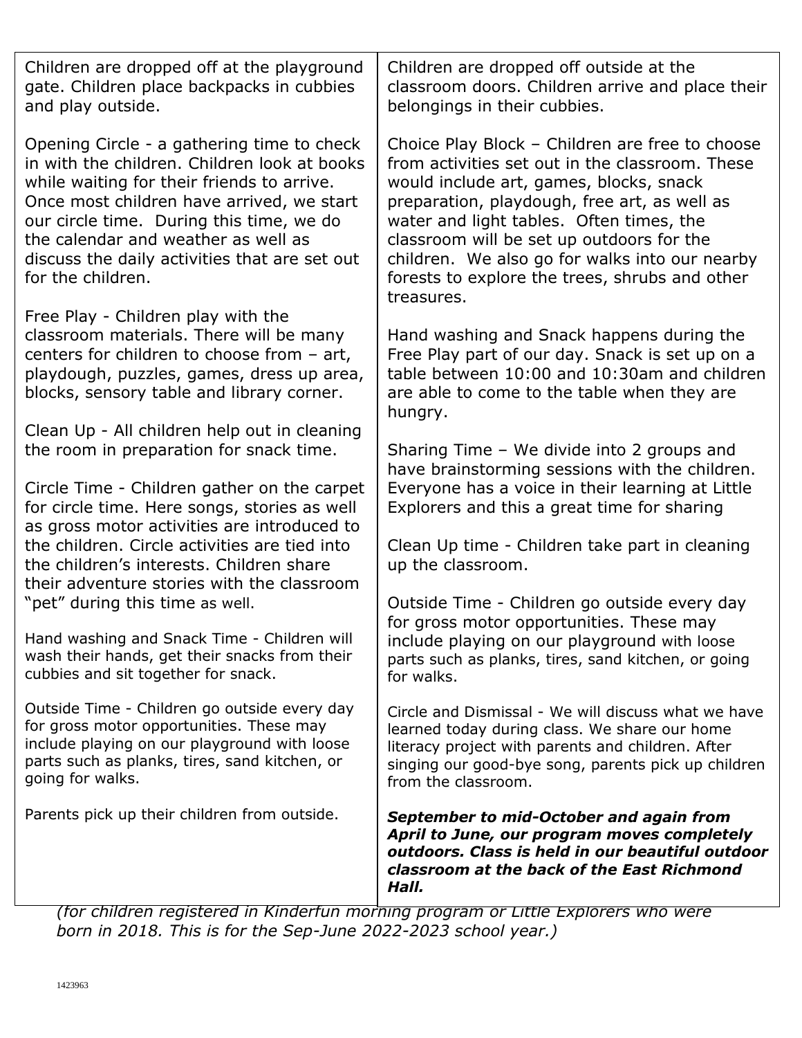| | |
|---|---|
| Children are dropped off at the playground gate. Children place backpacks in cubbies and play outside.<br><br>Opening Circle - a gathering time to check in with the children. Children look at books while waiting for their friends to arrive. Once most children have arrived, we start our circle time. During this time, we do the calendar and weather as well as discuss the daily activities that are set out for the children.<br><br>Free Play - Children play with the classroom materials. There will be many centers for children to choose from – art, playdough, puzzles, games, dress up area, blocks, sensory table and library corner.<br><br>Clean Up - All children help out in cleaning the room in preparation for snack time.<br><br>Circle Time - Children gather on the carpet for circle time. Here songs, stories as well as gross motor activities are introduced to the children. Circle activities are tied into the children's interests. Children share their adventure stories with the classroom "pet" during this time as well.<br><br>Hand washing and Snack Time - Children will wash their hands, get their snacks from their cubbies and sit together for snack.<br><br>Outside Time - Children go outside every day for gross motor opportunities. These may include playing on our playground with loose parts such as planks, tires, sand kitchen, or going for walks.<br><br>Parents pick up their children from outside. | Children are dropped off outside at the classroom doors. Children arrive and place their belongings in their cubbies.<br><br>Choice Play Block – Children are free to choose from activities set out in the classroom. These would include art, games, blocks, snack preparation, playdough, free art, as well as water and light tables. Often times, the classroom will be set up outdoors for the children. We also go for walks into our nearby forests to explore the trees, shrubs and other treasures.<br><br>Hand washing and Snack happens during the Free Play part of our day. Snack is set up on a table between 10:00 and 10:30am and children are able to come to the table when they are hungry.<br><br>Sharing Time – We divide into 2 groups and have brainstorming sessions with the children. Everyone has a voice in their learning at Little Explorers and this a great time for sharing<br><br>Clean Up time - Children take part in cleaning up the classroom.<br><br>Outside Time - Children go outside every day for gross motor opportunities. These may include playing on our playground with loose parts such as planks, tires, sand kitchen, or going for walks.<br><br>Circle and Dismissal - We will discuss what we have learned today during class. We share our home literacy project with parents and children. After singing our good-bye song, parents pick up children from the classroom.<br><br>***September to mid-October and again from April to June, our program moves completely outdoors. Class is held in our beautiful outdoor classroom at the back of the East Richmond Hall.*** |

*(for children registered in Kinderfun morning program or Little Explorers who were born in 2018. This is for the Sep-June 2022-2023 school year.)*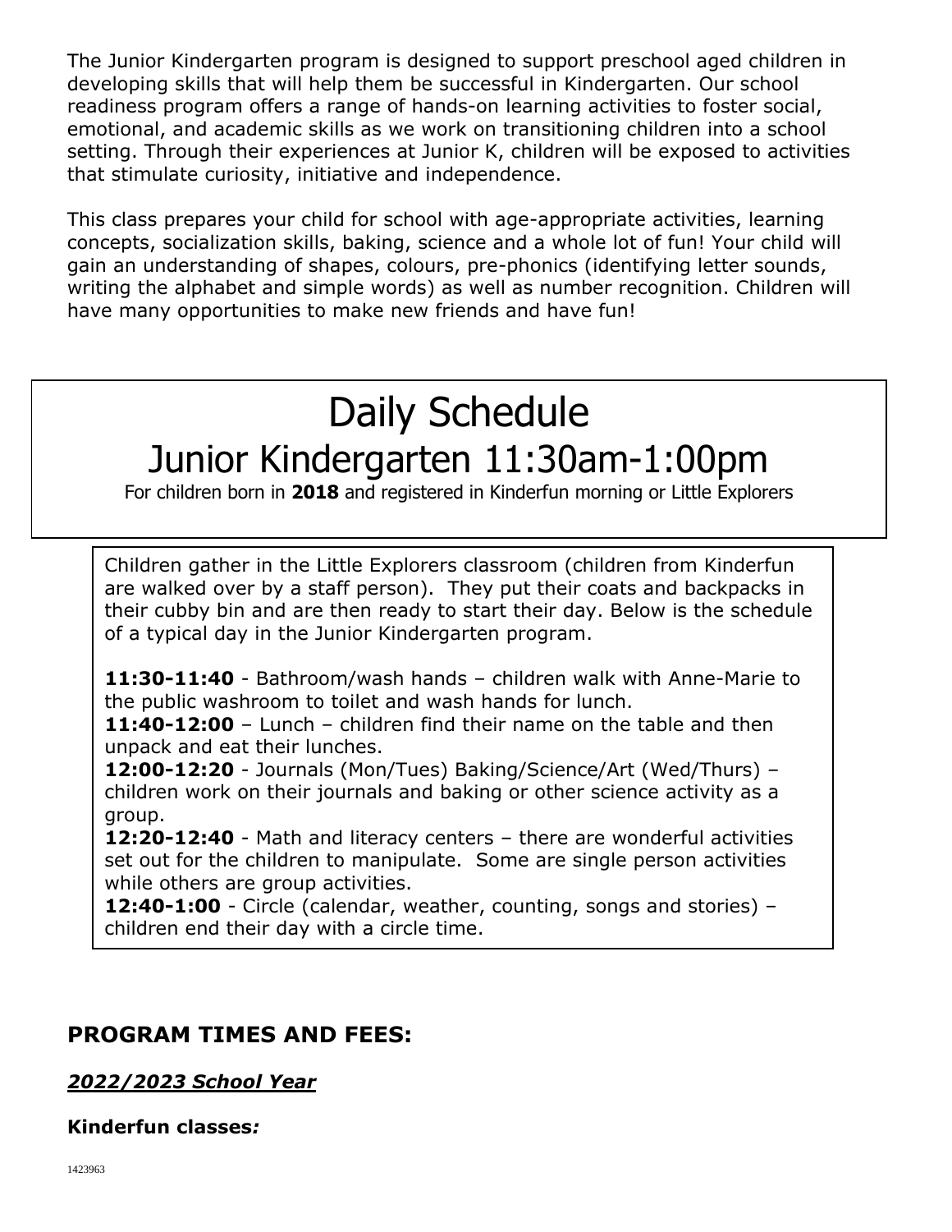The Junior Kindergarten program is designed to support preschool aged children in developing skills that will help them be successful in Kindergarten. Our school readiness program offers a range of hands-on learning activities to foster social, emotional, and academic skills as we work on transitioning children into a school setting. Through their experiences at Junior K, children will be exposed to activities that stimulate curiosity, initiative and independence.

This class prepares your child for school with age-appropriate activities, learning concepts, socialization skills, baking, science and a whole lot of fun! Your child will gain an understanding of shapes, colours, pre-phonics (identifying letter sounds, writing the alphabet and simple words) as well as number recognition. Children will have many opportunities to make new friends and have fun!

# Daily Schedule

## Junior Kindergarten 11:30am-1:00pm

For children born in **2018** and registered in Kinderfun morning or Little Explorers

Children gather in the Little Explorers classroom (children from Kinderfun are walked over by a staff person). They put their coats and backpacks in their cubby bin and are then ready to start their day. Below is the schedule of a typical day in the Junior Kindergarten program.

**11:30-11:40** - Bathroom/wash hands – children walk with Anne-Marie to the public washroom to toilet and wash hands for lunch.
**11:40-12:00** – Lunch – children find their name on the table and then unpack and eat their lunches.
**12:00-12:20** - Journals (Mon/Tues) Baking/Science/Art (Wed/Thurs) – children work on their journals and baking or other science activity as a group.
**12:20-12:40** - Math and literacy centers – there are wonderful activities set out for the children to manipulate. Some are single person activities while others are group activities.
**12:40-1:00** - Circle (calendar, weather, counting, songs and stories) – children end their day with a circle time.

## PROGRAM TIMES AND FEES:

***2022/2023 School Year***

**Kinderfun classes*:***

1423963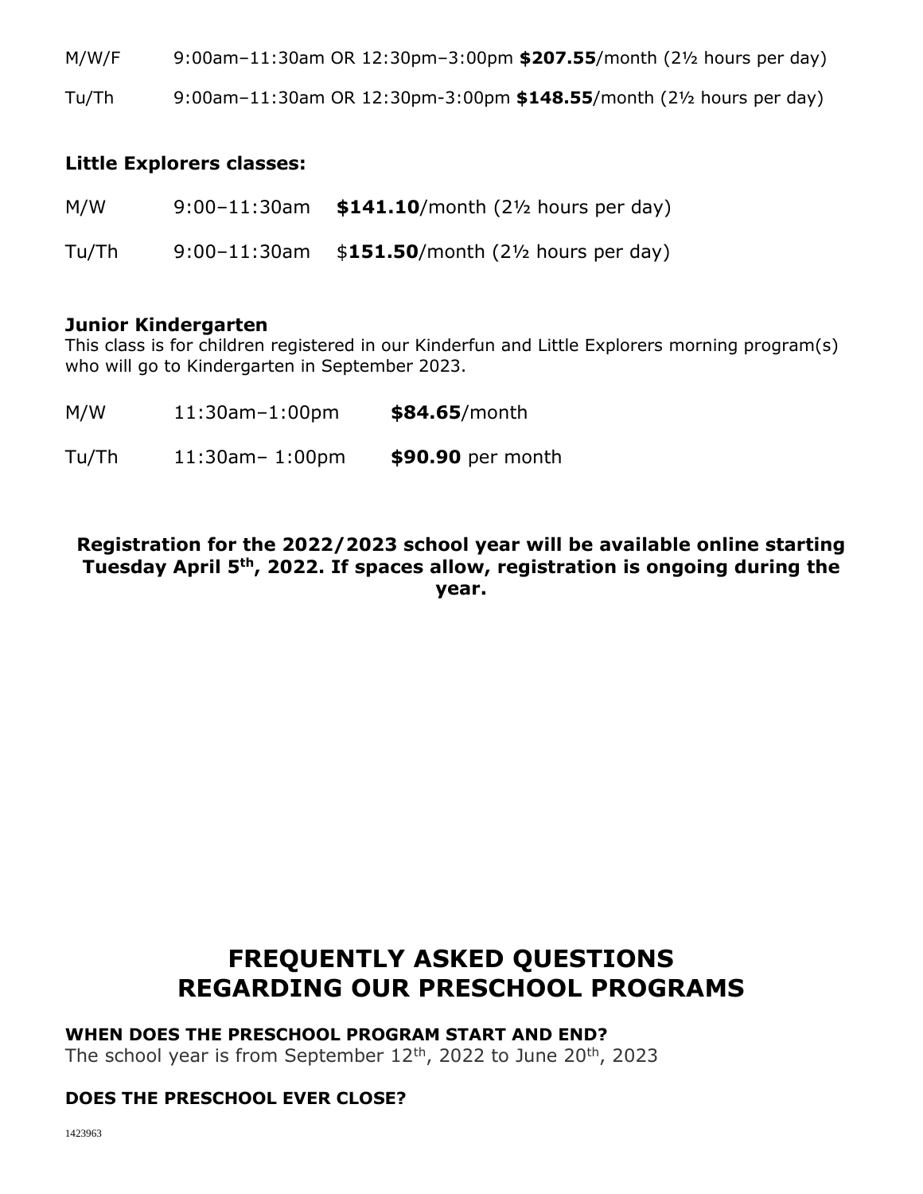M/W/F 9:00am–11:30am OR 12:30pm–3:00pm **$207.55**/month (2½ hours per day)

Tu/Th 9:00am–11:30am OR 12:30pm-3:00pm **$148.55**/month (2½ hours per day)

**Little Explorers classes:**

M/W 9:00–11:30am **$141.10**/month (2½ hours per day)

Tu/Th 9:00–11:30am $**151.50**/month (2½ hours per day)

**Junior Kindergarten**

This class is for children registered in our Kinderfun and Little Explorers morning program(s) who will go to Kindergarten in September 2023.

M/W 11:30am–1:00pm **$84.65**/month

Tu/Th 11:30am– 1:00pm **$90.90** per month

**Registration for the 2022/2023 school year will be available online starting Tuesday April 5th, 2022. If spaces allow, registration is ongoing during the year.**

# FREQUENTLY ASKED QUESTIONS REGARDING OUR PRESCHOOL PROGRAMS

**WHEN DOES THE PRESCHOOL PROGRAM START AND END?**

The school year is from September 12th, 2022 to June 20th, 2023

**DOES THE PRESCHOOL EVER CLOSE?**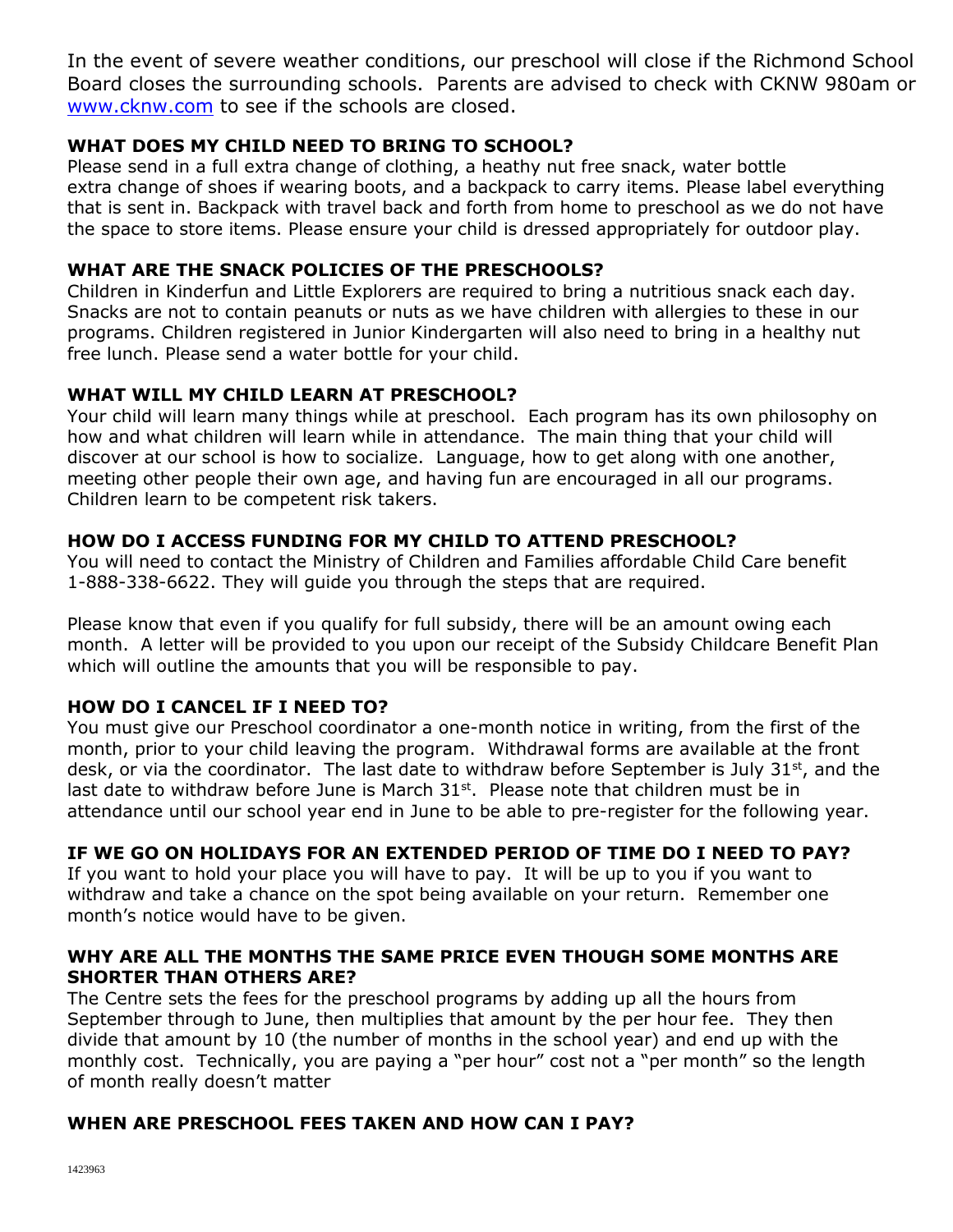In the event of severe weather conditions, our preschool will close if the Richmond School Board closes the surrounding schools. Parents are advised to check with CKNW 980am or www.cknw.com to see if the schools are closed.

### WHAT DOES MY CHILD NEED TO BRING TO SCHOOL?

Please send in a full extra change of clothing, a heathy nut free snack, water bottle extra change of shoes if wearing boots, and a backpack to carry items. Please label everything that is sent in. Backpack with travel back and forth from home to preschool as we do not have the space to store items. Please ensure your child is dressed appropriately for outdoor play.

### WHAT ARE THE SNACK POLICIES OF THE PRESCHOOLS?

Children in Kinderfun and Little Explorers are required to bring a nutritious snack each day. Snacks are not to contain peanuts or nuts as we have children with allergies to these in our programs. Children registered in Junior Kindergarten will also need to bring in a healthy nut free lunch. Please send a water bottle for your child.

### WHAT WILL MY CHILD LEARN AT PRESCHOOL?

Your child will learn many things while at preschool. Each program has its own philosophy on how and what children will learn while in attendance. The main thing that your child will discover at our school is how to socialize. Language, how to get along with one another, meeting other people their own age, and having fun are encouraged in all our programs. Children learn to be competent risk takers.

### HOW DO I ACCESS FUNDING FOR MY CHILD TO ATTEND PRESCHOOL?

You will need to contact the Ministry of Children and Families affordable Child Care benefit 1-888-338-6622. They will guide you through the steps that are required.

Please know that even if you qualify for full subsidy, there will be an amount owing each month. A letter will be provided to you upon our receipt of the Subsidy Childcare Benefit Plan which will outline the amounts that you will be responsible to pay.

### HOW DO I CANCEL IF I NEED TO?

You must give our Preschool coordinator a one-month notice in writing, from the first of the month, prior to your child leaving the program. Withdrawal forms are available at the front desk, or via the coordinator. The last date to withdraw before September is July 31st, and the last date to withdraw before June is March 31st. Please note that children must be in attendance until our school year end in June to be able to pre-register for the following year.

### IF WE GO ON HOLIDAYS FOR AN EXTENDED PERIOD OF TIME DO I NEED TO PAY?

If you want to hold your place you will have to pay. It will be up to you if you want to withdraw and take a chance on the spot being available on your return. Remember one month's notice would have to be given.

### WHY ARE ALL THE MONTHS THE SAME PRICE EVEN THOUGH SOME MONTHS ARE SHORTER THAN OTHERS ARE?

The Centre sets the fees for the preschool programs by adding up all the hours from September through to June, then multiplies that amount by the per hour fee. They then divide that amount by 10 (the number of months in the school year) and end up with the monthly cost. Technically, you are paying a "per hour" cost not a "per month" so the length of month really doesn't matter

### WHEN ARE PRESCHOOL FEES TAKEN AND HOW CAN I PAY?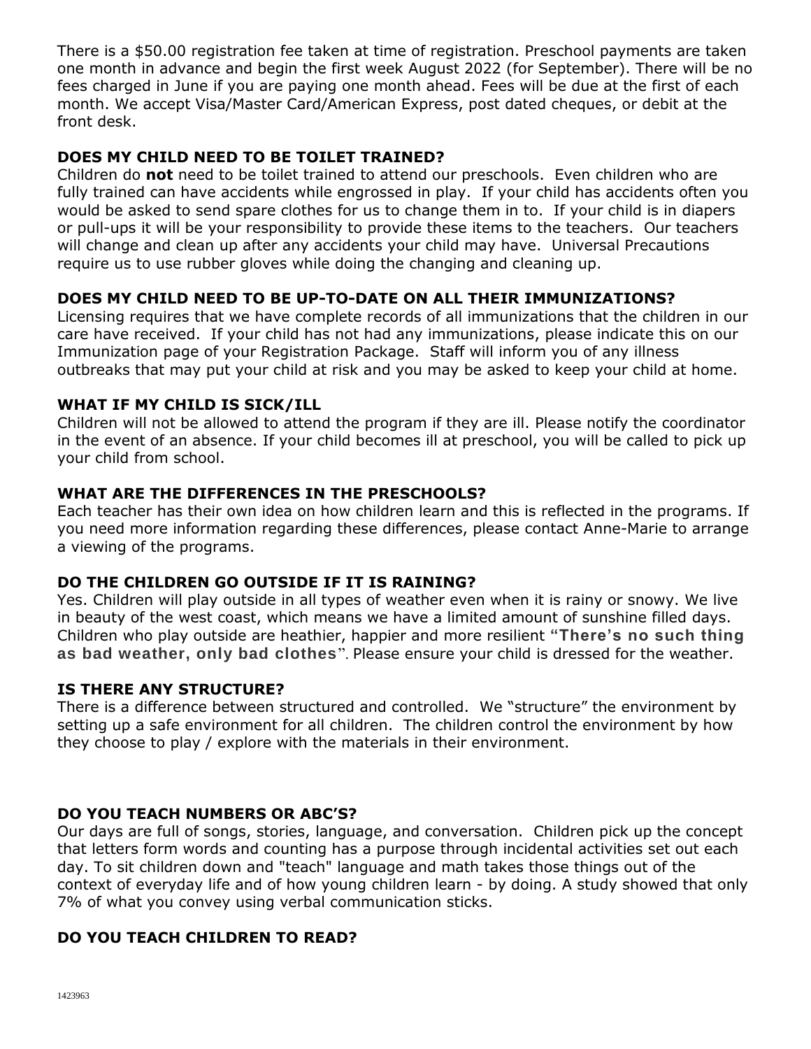There is a $50.00 registration fee taken at time of registration. Preschool payments are taken one month in advance and begin the first week August 2022 (for September). There will be no fees charged in June if you are paying one month ahead. Fees will be due at the first of each month. We accept Visa/Master Card/American Express, post dated cheques, or debit at the front desk.

### DOES MY CHILD NEED TO BE TOILET TRAINED?

Children do **not** need to be toilet trained to attend our preschools. Even children who are fully trained can have accidents while engrossed in play. If your child has accidents often you would be asked to send spare clothes for us to change them in to. If your child is in diapers or pull-ups it will be your responsibility to provide these items to the teachers. Our teachers will change and clean up after any accidents your child may have. Universal Precautions require us to use rubber gloves while doing the changing and cleaning up.

### DOES MY CHILD NEED TO BE UP-TO-DATE ON ALL THEIR IMMUNIZATIONS?

Licensing requires that we have complete records of all immunizations that the children in our care have received. If your child has not had any immunizations, please indicate this on our Immunization page of your Registration Package. Staff will inform you of any illness outbreaks that may put your child at risk and you may be asked to keep your child at home.

### WHAT IF MY CHILD IS SICK/ILL

Children will not be allowed to attend the program if they are ill. Please notify the coordinator in the event of an absence. If your child becomes ill at preschool, you will be called to pick up your child from school.

### WHAT ARE THE DIFFERENCES IN THE PRESCHOOLS?

Each teacher has their own idea on how children learn and this is reflected in the programs. If you need more information regarding these differences, please contact Anne-Marie to arrange a viewing of the programs.

### DO THE CHILDREN GO OUTSIDE IF IT IS RAINING?

Yes. Children will play outside in all types of weather even when it is rainy or snowy. We live in beauty of the west coast, which means we have a limited amount of sunshine filled days. Children who play outside are heathier, happier and more resilient **"There's no such thing as bad weather, only bad clothes"**. Please ensure your child is dressed for the weather.

### IS THERE ANY STRUCTURE?

There is a difference between structured and controlled. We "structure" the environment by setting up a safe environment for all children. The children control the environment by how they choose to play / explore with the materials in their environment.

### DO YOU TEACH NUMBERS OR ABC'S?

Our days are full of songs, stories, language, and conversation. Children pick up the concept that letters form words and counting has a purpose through incidental activities set out each day. To sit children down and "teach" language and math takes those things out of the context of everyday life and of how young children learn - by doing. A study showed that only 7% of what you convey using verbal communication sticks.

### DO YOU TEACH CHILDREN TO READ?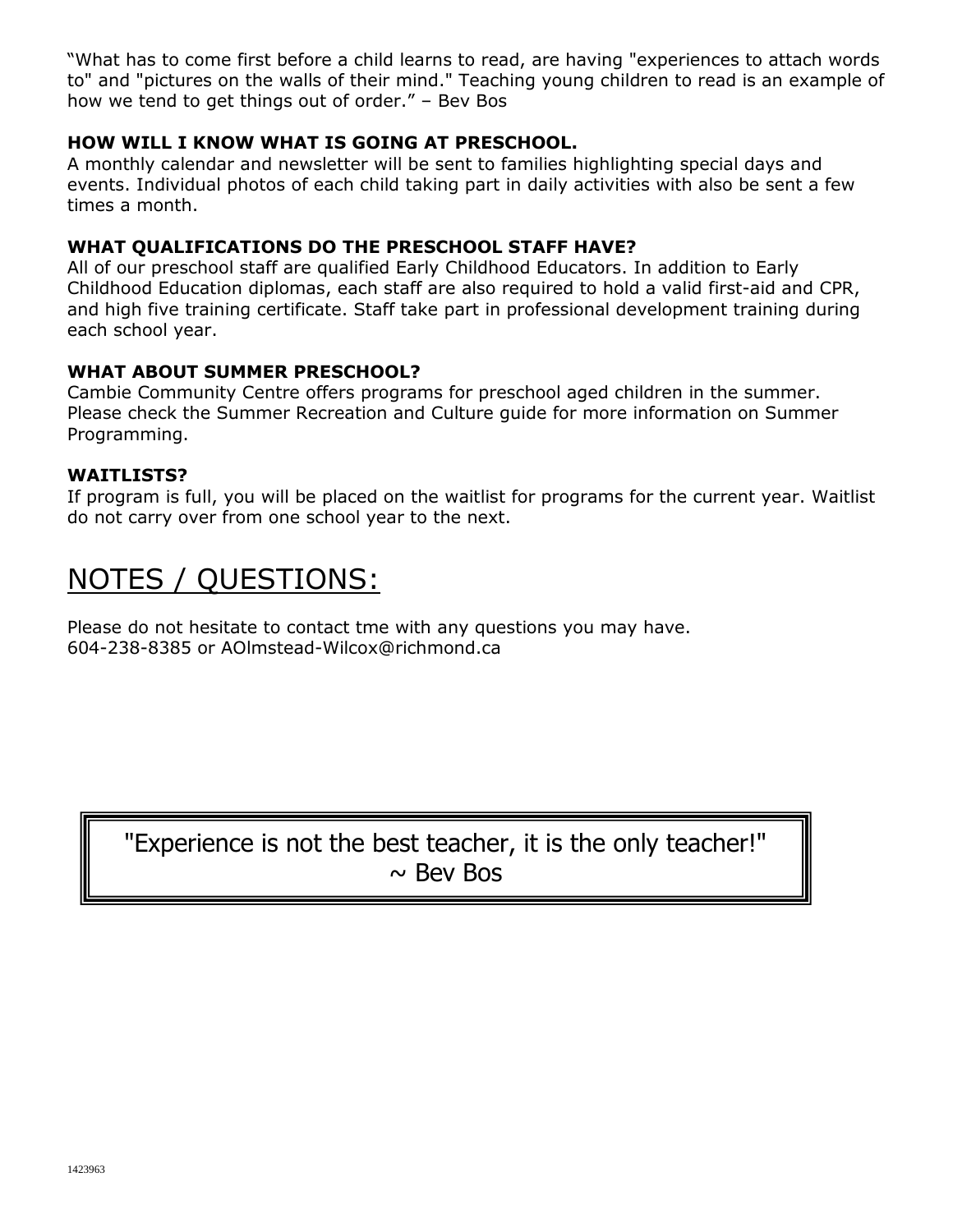"What has to come first before a child learns to read, are having "experiences to attach words to" and "pictures on the walls of their mind." Teaching young children to read is an example of how we tend to get things out of order." – Bev Bos

**HOW WILL I KNOW WHAT IS GOING AT PRESCHOOL.**

A monthly calendar and newsletter will be sent to families highlighting special days and events. Individual photos of each child taking part in daily activities with also be sent a few times a month.

**WHAT QUALIFICATIONS DO THE PRESCHOOL STAFF HAVE?**

All of our preschool staff are qualified Early Childhood Educators. In addition to Early Childhood Education diplomas, each staff are also required to hold a valid first-aid and CPR, and high five training certificate. Staff take part in professional development training during each school year.

**WHAT ABOUT SUMMER PRESCHOOL?**

Cambie Community Centre offers programs for preschool aged children in the summer. Please check the Summer Recreation and Culture guide for more information on Summer Programming.

**WAITLISTS?**

If program is full, you will be placed on the waitlist for programs for the current year. Waitlist do not carry over from one school year to the next.

# NOTES / QUESTIONS:

Please do not hesitate to contact tme with any questions you may have.
604-238-8385 or AOlmstead-Wilcox@richmond.ca

"Experience is not the best teacher, it is the only teacher!"
~ Bev Bos

1423963